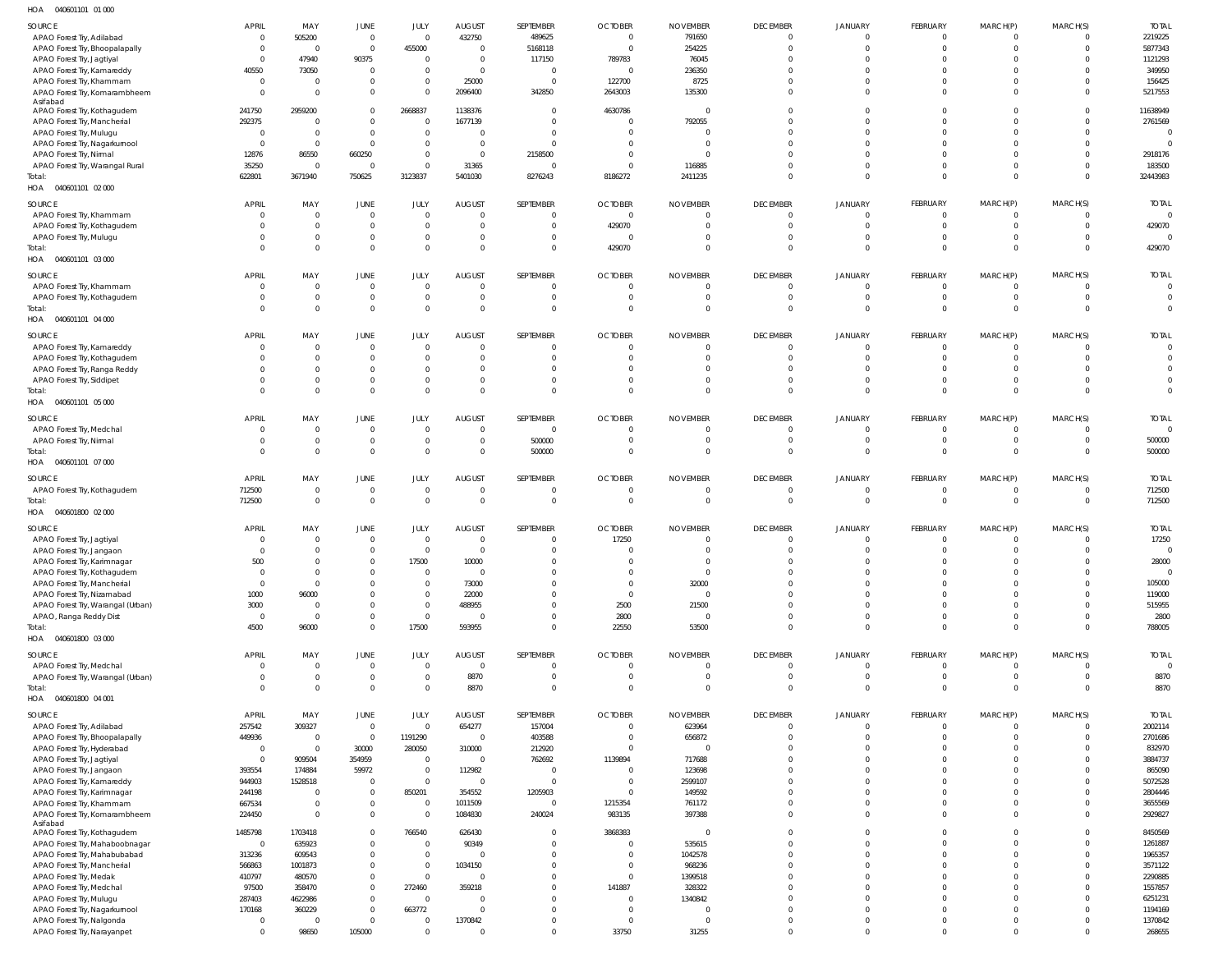HOA 040601101 01 000

| SOURCE | APRIL | MAY | JUNE | JULY | AUGUST | SEPTEMBER | OCTOBER | NOVEMBER | DECEMBER | JANUARY | FEBRUARY | MARCH(P) | MARCH(S) | TOTAL |
|---|---|---|---|---|---|---|---|---|---|---|---|---|---|---|
| APAO Forest Try, Adilabad | 0 | 505200 | 0 | 0 | 432750 | 489625 | 0 | 791650 | 0 | 0 | 0 | 0 | 0 | 2219225 |
| APAO Forest Try, Bhoopalapally | 0 | 0 | 0 | 455000 | 0 | 5168118 | 0 | 254225 | 0 | 0 | 0 | 0 | 0 | 5877343 |
| APAO Forest Try, Jagtiyal | 0 | 47940 | 90375 | 0 | 0 | 117150 | 789783 | 76045 | 0 | 0 | 0 | 0 | 0 | 1121293 |
| APAO Forest Try, Kamareddy | 40550 | 73050 | 0 | 0 | 0 | 0 | 0 | 236350 | 0 | 0 | 0 | 0 | 0 | 349950 |
| APAO Forest Try, Khammam | 0 | 0 | 0 | 0 | 25000 | 0 | 122700 | 8725 | 0 | 0 | 0 | 0 | 0 | 156425 |
| APAO Forest Try, Komarambheem Asifabad | 0 | 0 | 0 | 0 | 2096400 | 342850 | 2643003 | 135300 | 0 | 0 | 0 | 0 | 0 | 5217553 |
| APAO Forest Try, Kothagudem | 241750 | 2959200 | 0 | 2668837 | 1138376 | 0 | 4630786 | 0 | 0 | 0 | 0 | 0 | 0 | 11638949 |
| APAO Forest Try, Mancherial | 292375 | 0 | 0 | 0 | 1677139 | 0 | 0 | 792055 | 0 | 0 | 0 | 0 | 0 | 2761569 |
| APAO Forest Try, Mulugu | 0 | 0 | 0 | 0 | 0 | 0 | 0 | 0 | 0 | 0 | 0 | 0 | 0 | 0 |
| APAO Forest Try, Nagarkurnool | 0 | 0 | 0 | 0 | 0 | 0 | 0 | 0 | 0 | 0 | 0 | 0 | 0 | 0 |
| APAO Forest Try, Nirmal | 12876 | 86550 | 660250 | 0 | 0 | 2158500 | 0 | 0 | 0 | 0 | 0 | 0 | 0 | 2918176 |
| APAO Forest Try, Warangal Rural | 35250 | 0 | 0 | 0 | 31365 | 0 | 0 | 116885 | 0 | 0 | 0 | 0 | 0 | 183500 |
| Total: | 622801 | 3671940 | 750625 | 3123837 | 5401030 | 8276243 | 8186272 | 2411235 | 0 | 0 | 0 | 0 | 0 | 32443983 |

HOA 040601101 02 000

| SOURCE | APRIL | MAY | JUNE | JULY | AUGUST | SEPTEMBER | OCTOBER | NOVEMBER | DECEMBER | JANUARY | FEBRUARY | MARCH(P) | MARCH(S) | TOTAL |
|---|---|---|---|---|---|---|---|---|---|---|---|---|---|---|
| APAO Forest Try, Khammam | 0 | 0 | 0 | 0 | 0 | 0 | 0 | 0 | 0 | 0 | 0 | 0 | 0 | 0 |
| APAO Forest Try, Kothagudem | 0 | 0 | 0 | 0 | 0 | 0 | 429070 | 0 | 0 | 0 | 0 | 0 | 0 | 429070 |
| APAO Forest Try, Mulugu | 0 | 0 | 0 | 0 | 0 | 0 | 0 | 0 | 0 | 0 | 0 | 0 | 0 | 0 |
| Total: | 0 | 0 | 0 | 0 | 0 | 0 | 429070 | 0 | 0 | 0 | 0 | 0 | 0 | 429070 |

HOA 040601101 03 000

| SOURCE | APRIL | MAY | JUNE | JULY | AUGUST | SEPTEMBER | OCTOBER | NOVEMBER | DECEMBER | JANUARY | FEBRUARY | MARCH(P) | MARCH(S) | TOTAL |
|---|---|---|---|---|---|---|---|---|---|---|---|---|---|---|
| APAO Forest Try, Khammam | 0 | 0 | 0 | 0 | 0 | 0 | 0 | 0 | 0 | 0 | 0 | 0 | 0 | 0 |
| APAO Forest Try, Kothagudem | 0 | 0 | 0 | 0 | 0 | 0 | 0 | 0 | 0 | 0 | 0 | 0 | 0 | 0 |
| Total: | 0 | 0 | 0 | 0 | 0 | 0 | 0 | 0 | 0 | 0 | 0 | 0 | 0 | 0 |

HOA 040601101 04 000

| SOURCE | APRIL | MAY | JUNE | JULY | AUGUST | SEPTEMBER | OCTOBER | NOVEMBER | DECEMBER | JANUARY | FEBRUARY | MARCH(P) | MARCH(S) | TOTAL |
|---|---|---|---|---|---|---|---|---|---|---|---|---|---|---|
| APAO Forest Try, Kamareddy | 0 | 0 | 0 | 0 | 0 | 0 | 0 | 0 | 0 | 0 | 0 | 0 | 0 | 0 |
| APAO Forest Try, Kothagudem | 0 | 0 | 0 | 0 | 0 | 0 | 0 | 0 | 0 | 0 | 0 | 0 | 0 | 0 |
| APAO Forest Try, Ranga Reddy | 0 | 0 | 0 | 0 | 0 | 0 | 0 | 0 | 0 | 0 | 0 | 0 | 0 | 0 |
| APAO Forest Try, Siddipet | 0 | 0 | 0 | 0 | 0 | 0 | 0 | 0 | 0 | 0 | 0 | 0 | 0 | 0 |
| Total: | 0 | 0 | 0 | 0 | 0 | 0 | 0 | 0 | 0 | 0 | 0 | 0 | 0 | 0 |

HOA 040601101 05 000

| SOURCE | APRIL | MAY | JUNE | JULY | AUGUST | SEPTEMBER | OCTOBER | NOVEMBER | DECEMBER | JANUARY | FEBRUARY | MARCH(P) | MARCH(S) | TOTAL |
|---|---|---|---|---|---|---|---|---|---|---|---|---|---|---|
| APAO Forest Try, Medchal | 0 | 0 | 0 | 0 | 0 | 0 | 0 | 0 | 0 | 0 | 0 | 0 | 0 | 0 |
| APAO Forest Try, Nirmal | 0 | 0 | 0 | 0 | 0 | 500000 | 0 | 0 | 0 | 0 | 0 | 0 | 0 | 500000 |
| Total: | 0 | 0 | 0 | 0 | 0 | 500000 | 0 | 0 | 0 | 0 | 0 | 0 | 0 | 500000 |

HOA 040601101 07 000

| SOURCE | APRIL | MAY | JUNE | JULY | AUGUST | SEPTEMBER | OCTOBER | NOVEMBER | DECEMBER | JANUARY | FEBRUARY | MARCH(P) | MARCH(S) | TOTAL |
|---|---|---|---|---|---|---|---|---|---|---|---|---|---|---|
| APAO Forest Try, Kothagudem | 712500 | 0 | 0 | 0 | 0 | 0 | 0 | 0 | 0 | 0 | 0 | 0 | 0 | 712500 |
| Total: | 712500 | 0 | 0 | 0 | 0 | 0 | 0 | 0 | 0 | 0 | 0 | 0 | 0 | 712500 |

HOA 040601800 02 000

| SOURCE | APRIL | MAY | JUNE | JULY | AUGUST | SEPTEMBER | OCTOBER | NOVEMBER | DECEMBER | JANUARY | FEBRUARY | MARCH(P) | MARCH(S) | TOTAL |
|---|---|---|---|---|---|---|---|---|---|---|---|---|---|---|
| APAO Forest Try, Jagtiyal | 0 | 0 | 0 | 0 | 0 | 0 | 17250 | 0 | 0 | 0 | 0 | 0 | 0 | 17250 |
| APAO Forest Try, Jangaon | 0 | 0 | 0 | 0 | 0 | 0 | 0 | 0 | 0 | 0 | 0 | 0 | 0 | 0 |
| APAO Forest Try, Karimnagar | 500 | 0 | 0 | 17500 | 10000 | 0 | 0 | 0 | 0 | 0 | 0 | 0 | 0 | 28000 |
| APAO Forest Try, Kothagudem | 0 | 0 | 0 | 0 | 0 | 0 | 0 | 0 | 0 | 0 | 0 | 0 | 0 | 0 |
| APAO Forest Try, Mancherial | 0 | 0 | 0 | 0 | 73000 | 0 | 0 | 32000 | 0 | 0 | 0 | 0 | 0 | 105000 |
| APAO Forest Try, Nizamabad | 1000 | 96000 | 0 | 0 | 22000 | 0 | 0 | 0 | 0 | 0 | 0 | 0 | 0 | 119000 |
| APAO Forest Try, Warangal (Urban) | 3000 | 0 | 0 | 0 | 488955 | 0 | 2500 | 21500 | 0 | 0 | 0 | 0 | 0 | 515955 |
| APAO, Ranga Reddy Dist | 0 | 0 | 0 | 0 | 0 | 0 | 2800 | 0 | 0 | 0 | 0 | 0 | 0 | 2800 |
| Total: | 4500 | 96000 | 0 | 17500 | 593955 | 0 | 22550 | 53500 | 0 | 0 | 0 | 0 | 0 | 788005 |

HOA 040601800 03 000

| SOURCE | APRIL | MAY | JUNE | JULY | AUGUST | SEPTEMBER | OCTOBER | NOVEMBER | DECEMBER | JANUARY | FEBRUARY | MARCH(P) | MARCH(S) | TOTAL |
|---|---|---|---|---|---|---|---|---|---|---|---|---|---|---|
| APAO Forest Try, Medchal | 0 | 0 | 0 | 0 | 0 | 0 | 0 | 0 | 0 | 0 | 0 | 0 | 0 | 0 |
| APAO Forest Try, Warangal (Urban) | 0 | 0 | 0 | 0 | 8870 | 0 | 0 | 0 | 0 | 0 | 0 | 0 | 0 | 8870 |
| Total: | 0 | 0 | 0 | 0 | 8870 | 0 | 0 | 0 | 0 | 0 | 0 | 0 | 0 | 8870 |

HOA 040601800 04 001

| SOURCE | APRIL | MAY | JUNE | JULY | AUGUST | SEPTEMBER | OCTOBER | NOVEMBER | DECEMBER | JANUARY | FEBRUARY | MARCH(P) | MARCH(S) | TOTAL |
|---|---|---|---|---|---|---|---|---|---|---|---|---|---|---|
| APAO Forest Try, Adilabad | 257542 | 309327 | 0 | 0 | 654277 | 157004 | 0 | 623964 | 0 | 0 | 0 | 0 | 0 | 2002114 |
| APAO Forest Try, Bhoopalapally | 449936 | 0 | 0 | 1191290 | 0 | 403588 | 0 | 656872 | 0 | 0 | 0 | 0 | 0 | 2701686 |
| APAO Forest Try, Hyderabad | 0 | 0 | 30000 | 280050 | 310000 | 212920 | 0 | 0 | 0 | 0 | 0 | 0 | 0 | 832970 |
| APAO Forest Try, Jagtiyal | 0 | 909504 | 354959 | 0 | 0 | 762692 | 1139894 | 717688 | 0 | 0 | 0 | 0 | 0 | 3884737 |
| APAO Forest Try, Jangaon | 393554 | 174884 | 59972 | 0 | 112982 | 0 | 0 | 123698 | 0 | 0 | 0 | 0 | 0 | 865090 |
| APAO Forest Try, Kamareddy | 944903 | 1528518 | 0 | 0 | 0 | 0 | 0 | 2599107 | 0 | 0 | 0 | 0 | 0 | 5072528 |
| APAO Forest Try, Karimnagar | 244198 | 0 | 0 | 850201 | 354552 | 1205903 | 0 | 149592 | 0 | 0 | 0 | 0 | 0 | 2804446 |
| APAO Forest Try, Khammam | 667534 | 0 | 0 | 0 | 1011509 | 0 | 1215354 | 761172 | 0 | 0 | 0 | 0 | 0 | 3655569 |
| APAO Forest Try, Komarambheem Asifabad | 224450 | 0 | 0 | 0 | 1084830 | 240024 | 983135 | 397388 | 0 | 0 | 0 | 0 | 0 | 2929827 |
| APAO Forest Try, Kothagudem | 1485798 | 1703418 | 0 | 766540 | 626430 | 0 | 3868383 | 0 | 0 | 0 | 0 | 0 | 0 | 8450569 |
| APAO Forest Try, Mahaboobnagar | 0 | 635923 | 0 | 0 | 90349 | 0 | 0 | 535615 | 0 | 0 | 0 | 0 | 0 | 1261887 |
| APAO Forest Try, Mahabubabad | 313236 | 609543 | 0 | 0 | 0 | 0 | 0 | 1042578 | 0 | 0 | 0 | 0 | 0 | 1965357 |
| APAO Forest Try, Mancherial | 566863 | 1001873 | 0 | 0 | 1034150 | 0 | 0 | 968236 | 0 | 0 | 0 | 0 | 0 | 3571122 |
| APAO Forest Try, Medak | 410797 | 480570 | 0 | 0 | 0 | 0 | 0 | 1399518 | 0 | 0 | 0 | 0 | 0 | 2290885 |
| APAO Forest Try, Medchal | 97500 | 358470 | 0 | 272460 | 359218 | 0 | 141887 | 328322 | 0 | 0 | 0 | 0 | 0 | 1557857 |
| APAO Forest Try, Mulugu | 287403 | 4622986 | 0 | 0 | 0 | 0 | 0 | 1340842 | 0 | 0 | 0 | 0 | 0 | 6251231 |
| APAO Forest Try, Nagarkurnool | 170168 | 360229 | 0 | 663772 | 0 | 0 | 0 | 0 | 0 | 0 | 0 | 0 | 0 | 1194169 |
| APAO Forest Try, Nalgonda | 0 | 0 | 0 | 0 | 1370842 | 0 | 0 | 0 | 0 | 0 | 0 | 0 | 0 | 1370842 |
| APAO Forest Try, Narayanpet | 0 | 98650 | 105000 | 0 | 0 | 0 | 33750 | 31255 | 0 | 0 | 0 | 0 | 0 | 268655 |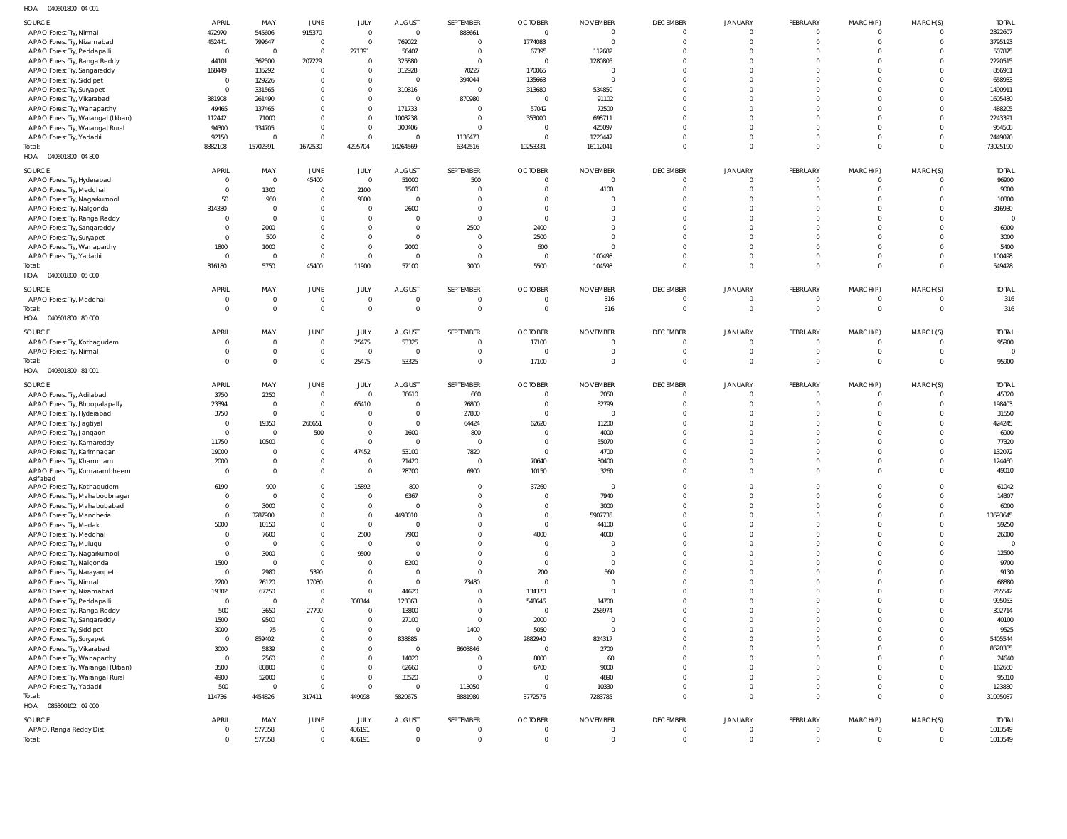HOA 040601800 04 001

| SOURCE | APRIL | MAY | JUNE | JULY | AUGUST | SEPTEMBER | OCTOBER | NOVEMBER | DECEMBER | JANUARY | FEBRUARY | MARCH(P) | MARCH(S) | TOTAL |
|---|---|---|---|---|---|---|---|---|---|---|---|---|---|---|
| APAO Forest Try, Nirmal | 472970 | 545606 | 915370 | 0 | 0 | 888661 | 0 | 0 | 0 | 0 | 0 | 0 | 0 | 2822607 |
| APAO Forest Try, Nizamabad | 452441 | 799647 | 0 | 0 | 769022 | 0 | 1774083 | 0 | 0 | 0 | 0 | 0 | 0 | 3795193 |
| APAO Forest Try, Peddapalli | 0 | 0 | 0 | 271391 | 56407 | 0 | 67395 | 112682 | 0 | 0 | 0 | 0 | 0 | 507875 |
| APAO Forest Try, Ranga Reddy | 44101 | 362500 | 207229 | 0 | 325880 | 0 | 0 | 1280805 | 0 | 0 | 0 | 0 | 0 | 2220515 |
| APAO Forest Try, Sangareddy | 168449 | 135292 | 0 | 0 | 312928 | 70227 | 170065 | 0 | 0 | 0 | 0 | 0 | 0 | 856961 |
| APAO Forest Try, Siddipet | 0 | 129226 | 0 | 0 | 0 | 394044 | 135663 | 0 | 0 | 0 | 0 | 0 | 0 | 658933 |
| APAO Forest Try, Suryapet | 0 | 331565 | 0 | 0 | 310816 | 0 | 313680 | 534850 | 0 | 0 | 0 | 0 | 0 | 1490911 |
| APAO Forest Try, Vikarabad | 381908 | 261490 | 0 | 0 | 0 | 870980 | 0 | 91102 | 0 | 0 | 0 | 0 | 0 | 1605480 |
| APAO Forest Try, Wanaparthy | 49465 | 137465 | 0 | 0 | 171733 | 0 | 57042 | 72500 | 0 | 0 | 0 | 0 | 0 | 488205 |
| APAO Forest Try, Warangal (Urban) | 112442 | 71000 | 0 | 0 | 1008238 | 0 | 353000 | 698711 | 0 | 0 | 0 | 0 | 0 | 2243391 |
| APAO Forest Try, Warangal Rural | 94300 | 134705 | 0 | 0 | 300406 | 0 | 0 | 425097 | 0 | 0 | 0 | 0 | 0 | 954508 |
| APAO Forest Try, Yadadri | 92150 | 0 | 0 | 0 | 0 | 1136473 | 0 | 1220447 | 0 | 0 | 0 | 0 | 0 | 2449070 |
| Total: | 8382108 | 15702391 | 1672530 | 4295704 | 10264569 | 6342516 | 10253331 | 16112041 | 0 | 0 | 0 | 0 | 0 | 73025190 |

HOA 040601800 04 800

| SOURCE | APRIL | MAY | JUNE | JULY | AUGUST | SEPTEMBER | OCTOBER | NOVEMBER | DECEMBER | JANUARY | FEBRUARY | MARCH(P) | MARCH(S) | TOTAL |
|---|---|---|---|---|---|---|---|---|---|---|---|---|---|---|
| APAO Forest Try, Hyderabad | 0 | 0 | 45400 | 0 | 51000 | 500 | 0 | 0 | 0 | 0 | 0 | 0 | 0 | 96900 |
| APAO Forest Try, Medchal | 0 | 1300 | 0 | 2100 | 1500 | 0 | 0 | 4100 | 0 | 0 | 0 | 0 | 0 | 9000 |
| APAO Forest Try, Nagarkurnool | 50 | 950 | 0 | 9800 | 0 | 0 | 0 | 0 | 0 | 0 | 0 | 0 | 0 | 10800 |
| APAO Forest Try, Nalgonda | 314330 | 0 | 0 | 0 | 2600 | 0 | 0 | 0 | 0 | 0 | 0 | 0 | 0 | 316930 |
| APAO Forest Try, Ranga Reddy | 0 | 0 | 0 | 0 | 0 | 0 | 0 | 0 | 0 | 0 | 0 | 0 | 0 | 0 |
| APAO Forest Try, Sangareddy | 0 | 2000 | 0 | 0 | 0 | 2500 | 2400 | 0 | 0 | 0 | 0 | 0 | 0 | 6900 |
| APAO Forest Try, Suryapet | 0 | 500 | 0 | 0 | 0 | 0 | 2500 | 0 | 0 | 0 | 0 | 0 | 0 | 3000 |
| APAO Forest Try, Wanaparthy | 1800 | 1000 | 0 | 0 | 2000 | 0 | 600 | 0 | 0 | 0 | 0 | 0 | 0 | 5400 |
| APAO Forest Try, Yadadri | 0 | 0 | 0 | 0 | 0 | 0 | 0 | 100498 | 0 | 0 | 0 | 0 | 0 | 100498 |
| Total: | 316180 | 5750 | 45400 | 11900 | 57100 | 3000 | 5500 | 104598 | 0 | 0 | 0 | 0 | 0 | 549428 |

HOA 040601800 05 000

| SOURCE | APRIL | MAY | JUNE | JULY | AUGUST | SEPTEMBER | OCTOBER | NOVEMBER | DECEMBER | JANUARY | FEBRUARY | MARCH(P) | MARCH(S) | TOTAL |
|---|---|---|---|---|---|---|---|---|---|---|---|---|---|---|
| APAO Forest Try, Medchal | 0 | 0 | 0 | 0 | 0 | 0 | 0 | 316 | 0 | 0 | 0 | 0 | 0 | 316 |
| Total: | 0 | 0 | 0 | 0 | 0 | 0 | 0 | 316 | 0 | 0 | 0 | 0 | 0 | 316 |

HOA 040601800 80 000

| SOURCE | APRIL | MAY | JUNE | JULY | AUGUST | SEPTEMBER | OCTOBER | NOVEMBER | DECEMBER | JANUARY | FEBRUARY | MARCH(P) | MARCH(S) | TOTAL |
|---|---|---|---|---|---|---|---|---|---|---|---|---|---|---|
| APAO Forest Try, Kothagudem | 0 | 0 | 0 | 25475 | 53325 | 0 | 17100 | 0 | 0 | 0 | 0 | 0 | 0 | 95900 |
| APAO Forest Try, Nirmal | 0 | 0 | 0 | 0 | 0 | 0 | 0 | 0 | 0 | 0 | 0 | 0 | 0 | 0 |
| Total: | 0 | 0 | 0 | 25475 | 53325 | 0 | 17100 | 0 | 0 | 0 | 0 | 0 | 0 | 95900 |

HOA 040601800 81 001

| SOURCE | APRIL | MAY | JUNE | JULY | AUGUST | SEPTEMBER | OCTOBER | NOVEMBER | DECEMBER | JANUARY | FEBRUARY | MARCH(P) | MARCH(S) | TOTAL |
|---|---|---|---|---|---|---|---|---|---|---|---|---|---|---|
| APAO Forest Try, Adilabad | 3750 | 2250 | 0 | 0 | 36610 | 660 | 0 | 2050 | 0 | 0 | 0 | 0 | 0 | 45320 |
| APAO Forest Try, Bhoopalapally | 23394 | 0 | 0 | 65410 | 0 | 26800 | 0 | 82799 | 0 | 0 | 0 | 0 | 0 | 198403 |
| APAO Forest Try, Hyderabad | 3750 | 0 | 0 | 0 | 0 | 27800 | 0 | 0 | 0 | 0 | 0 | 0 | 0 | 31550 |
| APAO Forest Try, Jagtiyal | 0 | 19350 | 266651 | 0 | 0 | 64424 | 62620 | 11200 | 0 | 0 | 0 | 0 | 0 | 424245 |
| APAO Forest Try, Jangaon | 0 | 0 | 500 | 0 | 1600 | 800 | 0 | 4000 | 0 | 0 | 0 | 0 | 0 | 6900 |
| APAO Forest Try, Kamareddy | 11750 | 10500 | 0 | 0 | 0 | 0 | 0 | 55070 | 0 | 0 | 0 | 0 | 0 | 77320 |
| APAO Forest Try, Karimnagar | 19000 | 0 | 0 | 47452 | 53100 | 7820 | 0 | 4700 | 0 | 0 | 0 | 0 | 0 | 132072 |
| APAO Forest Try, Khammam | 2000 | 0 | 0 | 0 | 21420 | 0 | 70640 | 30400 | 0 | 0 | 0 | 0 | 0 | 124460 |
| APAO Forest Try, Komarambheem Asifabad | 0 | 0 | 0 | 0 | 28700 | 6900 | 10150 | 3260 | 0 | 0 | 0 | 0 | 0 | 49010 |
| APAO Forest Try, Kothagudem | 6190 | 900 | 0 | 15892 | 800 | 0 | 37260 | 0 | 0 | 0 | 0 | 0 | 0 | 61042 |
| APAO Forest Try, Mahaboobnagar | 0 | 0 | 0 | 0 | 6367 | 0 | 0 | 7940 | 0 | 0 | 0 | 0 | 0 | 14307 |
| APAO Forest Try, Mahabubabad | 0 | 3000 | 0 | 0 | 0 | 0 | 0 | 3000 | 0 | 0 | 0 | 0 | 0 | 6000 |
| APAO Forest Try, Mancherial | 0 | 3287900 | 0 | 0 | 4498010 | 0 | 0 | 5907735 | 0 | 0 | 0 | 0 | 0 | 13693645 |
| APAO Forest Try, Medak | 5000 | 10150 | 0 | 0 | 0 | 0 | 0 | 44100 | 0 | 0 | 0 | 0 | 0 | 59250 |
| APAO Forest Try, Medchal | 0 | 7600 | 0 | 2500 | 7900 | 0 | 4000 | 4000 | 0 | 0 | 0 | 0 | 0 | 26000 |
| APAO Forest Try, Mulugu | 0 | 0 | 0 | 0 | 0 | 0 | 0 | 0 | 0 | 0 | 0 | 0 | 0 | 0 |
| APAO Forest Try, Nagarkurnool | 0 | 3000 | 0 | 9500 | 0 | 0 | 0 | 0 | 0 | 0 | 0 | 0 | 0 | 12500 |
| APAO Forest Try, Nalgonda | 1500 | 0 | 0 | 0 | 8200 | 0 | 0 | 0 | 0 | 0 | 0 | 0 | 0 | 9700 |
| APAO Forest Try, Narayanpet | 0 | 2980 | 5390 | 0 | 0 | 0 | 200 | 560 | 0 | 0 | 0 | 0 | 0 | 9130 |
| APAO Forest Try, Nirmal | 2200 | 26120 | 17080 | 0 | 0 | 23480 | 0 | 0 | 0 | 0 | 0 | 0 | 0 | 68880 |
| APAO Forest Try, Nizamabad | 19302 | 67250 | 0 | 0 | 44620 | 0 | 134370 | 0 | 0 | 0 | 0 | 0 | 0 | 265542 |
| APAO Forest Try, Peddapalli | 0 | 0 | 0 | 308344 | 123363 | 0 | 548646 | 14700 | 0 | 0 | 0 | 0 | 0 | 995053 |
| APAO Forest Try, Ranga Reddy | 500 | 3650 | 27790 | 0 | 13800 | 0 | 0 | 256974 | 0 | 0 | 0 | 0 | 0 | 302714 |
| APAO Forest Try, Sangareddy | 1500 | 9500 | 0 | 0 | 27100 | 0 | 2000 | 0 | 0 | 0 | 0 | 0 | 0 | 40100 |
| APAO Forest Try, Siddipet | 3000 | 75 | 0 | 0 | 0 | 1400 | 5050 | 0 | 0 | 0 | 0 | 0 | 0 | 9525 |
| APAO Forest Try, Suryapet | 0 | 859402 | 0 | 0 | 838885 | 0 | 2882940 | 824317 | 0 | 0 | 0 | 0 | 0 | 5405544 |
| APAO Forest Try, Vikarabad | 3000 | 5839 | 0 | 0 | 0 | 8608846 | 0 | 2700 | 0 | 0 | 0 | 0 | 0 | 8620385 |
| APAO Forest Try, Wanaparthy | 0 | 2560 | 0 | 0 | 14020 | 0 | 8000 | 60 | 0 | 0 | 0 | 0 | 0 | 24640 |
| APAO Forest Try, Warangal (Urban) | 3500 | 80800 | 0 | 0 | 62660 | 0 | 6700 | 9000 | 0 | 0 | 0 | 0 | 0 | 162660 |
| APAO Forest Try, Warangal Rural | 4900 | 52000 | 0 | 0 | 33520 | 0 | 0 | 4890 | 0 | 0 | 0 | 0 | 0 | 95310 |
| APAO Forest Try, Yadadri | 500 | 0 | 0 | 0 | 0 | 113050 | 0 | 10330 | 0 | 0 | 0 | 0 | 0 | 123880 |
| Total: | 114736 | 4454826 | 317411 | 449098 | 5820675 | 8881980 | 3772576 | 7283785 | 0 | 0 | 0 | 0 | 0 | 31095087 |

HOA 085300102 02 000

| SOURCE | APRIL | MAY | JUNE | JULY | AUGUST | SEPTEMBER | OCTOBER | NOVEMBER | DECEMBER | JANUARY | FEBRUARY | MARCH(P) | MARCH(S) | TOTAL |
|---|---|---|---|---|---|---|---|---|---|---|---|---|---|---|
| APAO, Ranga Reddy Dist | 0 | 577358 | 0 | 436191 | 0 | 0 | 0 | 0 | 0 | 0 | 0 | 0 | 0 | 1013549 |
| Total: | 0 | 577358 | 0 | 436191 | 0 | 0 | 0 | 0 | 0 | 0 | 0 | 0 | 0 | 1013549 |